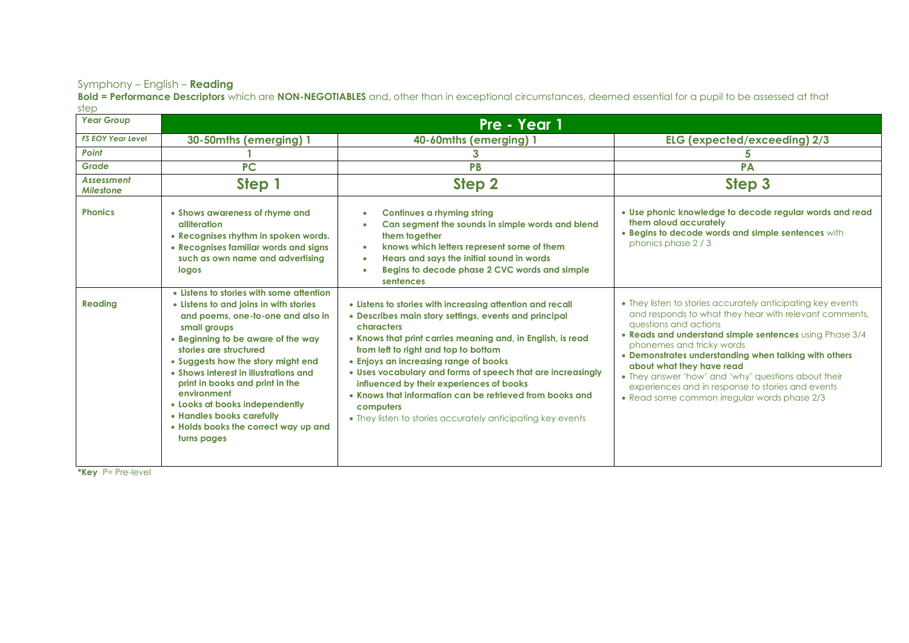Symphony – English – **Reading**

**Bold = Performance Descriptors** which are **NON-NEGOTIABLES** and, other than in exceptional circumstances, deemed essential for a pupil to be assessed at that step

| *Year Group* | Pre - Year 1 | | |
|---|---|---|---|
| *FS EOY Year Level* | **30-50mths (emerging) 1** | **40-60mths (emerging) 1** | **ELG (expected/exceeding) 2/3** |
| *Point* | **1** | **3** | **5** |
| *Grade* | **PC** | **PB** | **PA** |
| *Assessment Milestone* | **Step 1** | **Step 2** | **Step 3** |
| **Phonics** | • **Shows awareness of rhyme and alliteration**<br>• **Recognises rhythm in spoken words.**<br>• **Recognises familiar words and signs such as own name and advertising logos** | • **Continues a rhyming string**<br>• **Can segment the sounds in simple words and blend them together**<br>• **knows which letters represent some of them**<br>• **Hears and says the initial sound in words**<br>• **Begins to decode phase 2 CVC words and simple sentences** | • **Use phonic knowledge to decode regular words and read them aloud accurately**<br>• **Begins to decode words and simple sentences** with phonics phase 2 / 3 |
| **Reading** | • **Listens to stories with some attention**<br>• **Listens to and joins in with stories and poems, one-to-one and also in small groups**<br>• **Beginning to be aware of the way stories are structured**<br>• **Suggests how the story might end**<br>• **Shows interest in illustrations and print in books and print in the environment**<br>• **Looks at books independently**<br>• **Handles books carefully**<br>• **Holds books the correct way up and turns pages** | • **Listens to stories with increasing attention and recall**<br>• **Describes main story settings, events and principal characters**<br>• **Knows that print carries meaning and, in English, is read from left to right and top to bottom**<br>• **Enjoys an increasing range of books**<br>• **Uses vocabulary and forms of speech that are increasingly influenced by their experiences of books**<br>• **Knows that information can be retrieved from books and computers**<br>• They listen to stories accurately anticipating key events | • They listen to stories accurately anticipating key events and responds to what they hear with relevant comments, questions and actions<br>• **Reads and understand simple sentences** using Phase 3/4 phonemes and tricky words<br>• **Demonstrates understanding when talking with others about what they have read**<br>• They answer 'how' and 'why' questions about their experiences and in response to stories and events<br>• Read some common irregular words phase 2/3 |

***Key** P= Pre-level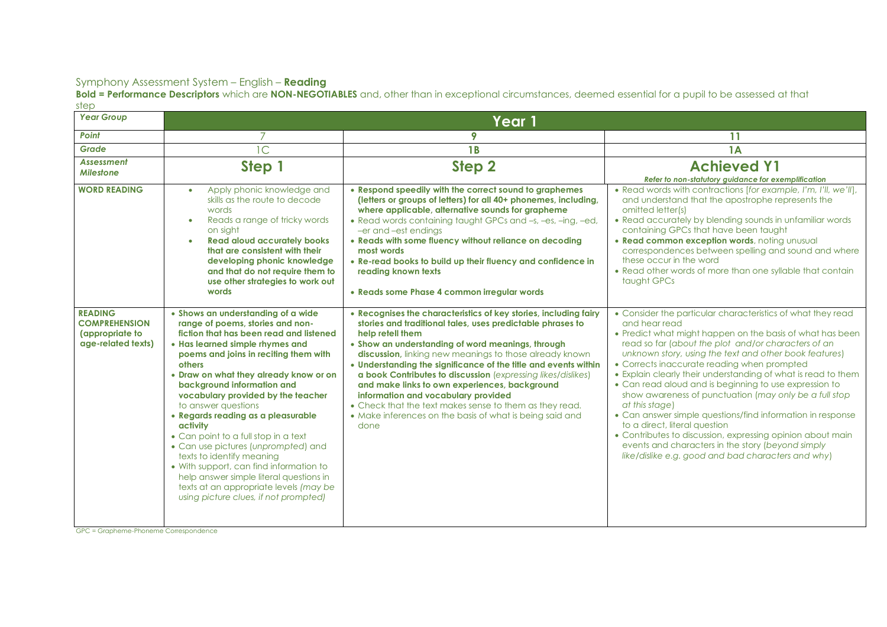Symphony Assessment System – English – **Reading**

**Bold = Performance Descriptors** which are **NON-NEGOTIABLES** and, other than in exceptional circumstances, deemed essential for a pupil to be assessed at that step

| ***Year Group*** | **Year 1** | | |
|---|---|---|---|
| ***Point*** | 7 | **9** | **11** |
| ***Grade*** | 1C | **1B** | **1A** |
| ***Assessment Milestone*** | **Step 1** | **Step 2** | **Achieved Y1** *Refer to non-statutory guidance for exemplification* |
| **WORD READING** | • Apply phonic knowledge and skills as the route to decode words<br>• Reads a range of tricky words on sight<br>• **Read aloud accurately books that are consistent with their developing phonic knowledge and that do not require them to use other strategies to work out words** | • **Respond speedily with the correct sound to graphemes (letters or groups of letters) for all 40+ phonemes, including, where applicable, alternative sounds for grapheme**<br>• Read words containing taught GPCs and –s, –es, –ing, –ed, –er and –est endings<br>• **Reads with some fluency without reliance on decoding most words**<br>• **Re-read books to build up their fluency and confidence in reading known texts**<br>• **Reads some Phase 4 common irregular words** | • Read words with contractions [*for example, I'm, I'll, we'll*], and understand that the apostrophe represents the omitted letter(s)<br>• Read accurately by blending sounds in unfamiliar words containing GPCs that have been taught<br>• **Read common exception words**, noting unusual correspondences between spelling and sound and where these occur in the word<br>• Read other words of more than one syllable that contain taught GPCs |
| **READING COMPREHENSION (appropriate to age-related texts)** | • **Shows an understanding of a wide range of poems, stories and non-fiction that has been read and listened**<br>• **Has learned simple rhymes and poems and joins in reciting them with others**<br>• **Draw on what they already know or on background information and vocabulary provided by the teacher** to answer questions<br>• **Regards reading as a pleasurable activity**<br>• Can point to a full stop in a text<br>• Can use pictures (*unprompted*) and texts to identify meaning<br>• With support, can find information to help answer simple literal questions in texts at an appropriate levels *(may be using picture clues, if not prompted)* | • **Recognises the characteristics of key stories, including fairy stories and traditional tales, uses predictable phrases to help retell them**<br>• **Show an understanding of word meanings, through discussion,** linking new meanings to those already known<br>• **Understanding the significance of the title and events within a book Contributes to discussion** *(expressing likes/dislikes)* **and make links to own experiences, background information and vocabulary provided**<br>• Check that the text makes sense to them as they read.<br>• Make inferences on the basis of what is being said and done | • Consider the particular characteristics of what they read and hear read<br>• Predict what might happen on the basis of what has been read so far (*about the plot and/or characters of an unknown story, using the text and other book features*)<br>• Corrects inaccurate reading when prompted<br>• Explain clearly their understanding of what is read to them<br>• Can read aloud and is beginning to use expression to show awareness of punctuation (*may only be a full stop at this stage*)<br>• Can answer simple questions/find information in response to a direct, literal question<br>• Contributes to discussion, expressing opinion about main events and characters in the story (*beyond simply like/dislike e.g. good and bad characters and why*) |

GPC = Grapheme-Phoneme Correspondence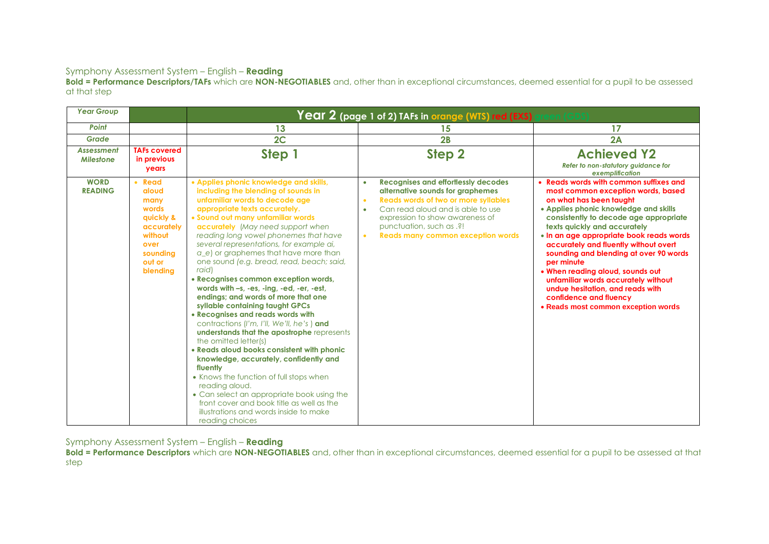Symphony Assessment System – English – **Reading**

**Bold = Performance Descriptors/TAFs** which are **NON-NEGOTIABLES** and, other than in exceptional circumstances, deemed essential for a pupil to be assessed at that step

| *Year Group* | | **Year 2** (page 1 of 2) TAFs in orange (WTS) red (EXS) green (GDS) | | |
|---|---|---|---|---|
| *Point* | | 13 | 15 | 17 |
| *Grade* | | 2C | 2B | 2A |
| *Assessment Milestone* | **TAFs covered in previous years** | **Step 1** | **Step 2** | **Achieved Y2** *Refer to non-statutory guidance for exemplification* |
| **WORD READING** | • **Read aloud many words quickly & accurately without over sounding out or blending** | • **Applies phonic knowledge and skills, including the blending of sounds in unfamiliar words to decode age appropriate texts accurately.** <br> • **Sound out many unfamiliar words accurately** (*May need support when reading long vowel phonemes that have several representations, for example ai, a_e*) or graphemes that have more than one sound *(e.g. bread, read, beach; said, raid*) <br> • **Recognises common exception words, words with –s, -es, -ing, -ed, -er, -est, endings; and words of more that one syllable containing taught GPCs** <br> • **Recognises and reads words with** contractions (*I'm, I'll, We'll, he's* ) **and understands that the apostrophe** represents the omitted letter(s) <br> • **Reads aloud books consistent with phonic knowledge, accurately, confidently and fluently** <br> • Knows the function of full stops when reading aloud. <br> • Can select an appropriate book using the front cover and book title as well as the illustrations and words inside to make reading choices | • **Recognises and effortlessly decodes alternative sounds for graphemes** <br> • **Reads words of two or more syllables** <br> • Can read aloud and is able to use expression to show awareness of punctuation, such as .?! <br> • **Reads many common exception words** | • **Reads words with common suffixes and most common exception words, based on what has been taught** <br> • **Applies phonic knowledge and skills consistently to decode age appropriate texts quickly and accurately** <br> • **In an age appropriate book reads words accurately and fluently without overt sounding and blending at over 90 words per minute** <br> • **When reading aloud, sounds out unfamiliar words accurately without undue hesitation, and reads with confidence and fluency** <br> • **Reads most common exception words** |

Symphony Assessment System – English – **Reading**

**Bold = Performance Descriptors** which are **NON-NEGOTIABLES** and, other than in exceptional circumstances, deemed essential for a pupil to be assessed at that step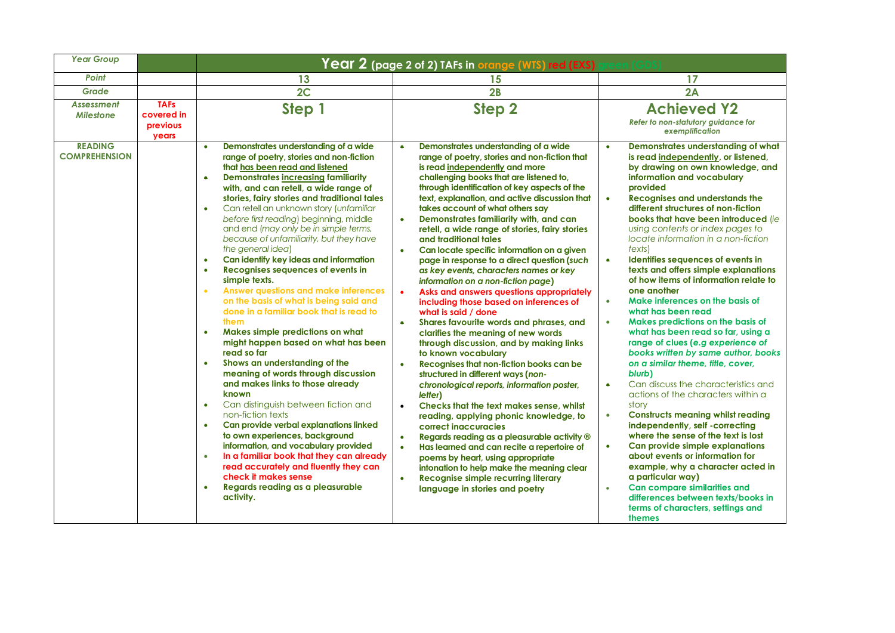| *Year Group* | | **Year 2** (page 2 of 2) **TAFs in orange (WTS) red (EXS) green (GDS)** | | |
|---|---|---|---|---|
| *Point* | | **13** | **15** | **17** |
| *Grade* | | **2C** | **2B** | **2A** |
| *Assessment Milestone* | **TAFs covered in previous years** | **Step 1** | **Step 2** | **Achieved Y2**<br>*Refer to non-statutory guidance for exemplification* |
| **READING COMPREHENSION** | | • **Demonstrates understanding of a wide range of poetry, stories and non-fiction that has been read and listened**<br>• **Demonstrates increasing familiarity with, and can retell, a wide range of stories, fairy stories and traditional tales**<br>• Can retell an unknown story (*unfamiliar before first reading*) beginning, middle and end (*may only be in simple terms, because of unfamiliarity, but they have the general idea*)<br>• **Can identify key ideas and information**<br>• **Recognises sequences of events in simple texts.**<br>• **Answer questions and make inferences on the basis of what is being said and done in a familiar book that is read to them**<br>• **Makes simple predictions on what might happen based on what has been read so far**<br>• **Shows an understanding of the meaning of words through discussion and makes links to those already known**<br>• Can distinguish between fiction and non-fiction texts<br>• **Can provide verbal explanations linked to own experiences, background information, and vocabulary provided**<br>• **In a familiar book that they can already read accurately and fluently they can check it makes sense**<br>• **Regards reading as a pleasurable activity.** | • **Demonstrates understanding of a wide range of poetry, stories and non-fiction that is read independently and more challenging books that are listened to, through identification of key aspects of the text, explanation, and active discussion that takes account of what others say**<br>• **Demonstrates familiarity with, and can retell, a wide range of stories, fairy stories and traditional tales**<br>• **Can locate specific information on a given page in response to a direct question (*such as key events, characters names or key information on a non-fiction page*)**<br>• **Asks and answers questions appropriately including those based on inferences of what is said / done**<br>• **Shares favourite words and phrases, and clarifies the meaning of new words through discussion, and by making links to known vocabulary**<br>• **Recognises that non-fiction books can be structured in different ways (*non-chronological reports, information poster, letter*)**<br>• **Checks that the text makes sense, whilst reading, applying phonic knowledge, to correct inaccuracies**<br>• **Regards reading as a pleasurable activity ®**<br>• **Has learned and can recite a repertoire of poems by heart, using appropriate intonation to help make the meaning clear**<br>• **Recognise simple recurring literary language in stories and poetry** | • **Demonstrates understanding of what is read independently, or listened, by drawing on own knowledge, and information and vocabulary provided**<br>• **Recognises and understands the different structures of non-fiction books that have been introduced** (*ie using contents or index pages to locate information in a non-fiction texts*)<br>• **Identifies sequences of events in texts and offers simple explanations of how items of information relate to one another**<br>• **Make inferences on the basis of what has been read**<br>• **Makes predictions on the basis of what has been read so far, using a range of clues (*e.g experience of books written by same author, books on a similar theme, title, cover, blurb*)**<br>• Can discuss the characteristics and actions of the characters within a story<br>• **Constructs meaning whilst reading independently, self -correcting where the sense of the text is lost**<br>• **Can provide simple explanations about events or information for example, why a character acted in a particular way)**<br>• **Can compare similarities and differences between texts/books in terms of characters, settings and themes** |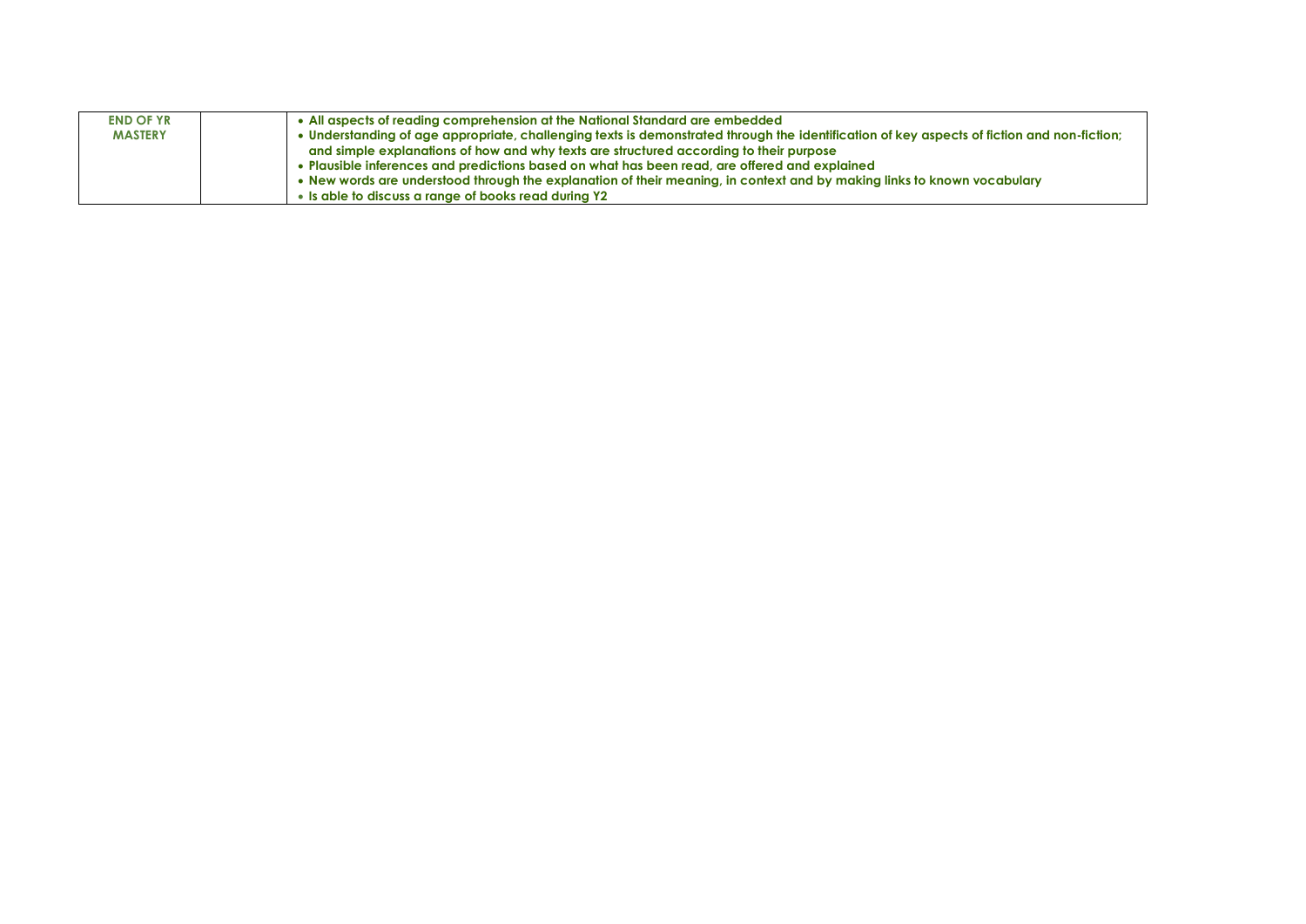| END OF YR MASTERY | | • All aspects of reading comprehension at the National Standard are embedded<br>• Understanding of age appropriate, challenging texts is demonstrated through the identification of key aspects of fiction and non-fiction; and simple explanations of how and why texts are structured according to their purpose<br>• Plausible inferences and predictions based on what has been read, are offered and explained<br>• New words are understood through the explanation of their meaning, in context and by making links to known vocabulary<br>• Is able to discuss a range of books read during Y2 |
| --- | --- | --- |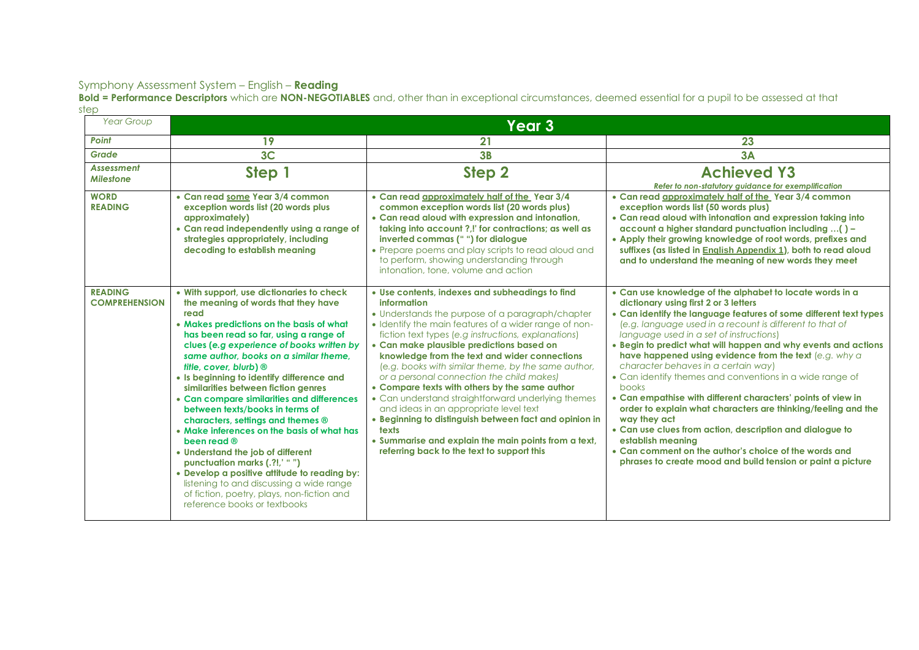Symphony Assessment System – English – **Reading**

**Bold = Performance Descriptors** which are **NON-NEGOTIABLES** and, other than in exceptional circumstances, deemed essential for a pupil to be assessed at that step

| *Year Group* | **Year 3** | | |
|---|---|---|---|
| ***Point*** | **19** | **21** | **23** |
| ***Grade*** | **3C** | **3B** | **3A** |
| ***Assessment Milestone*** | **Step 1** | **Step 2** | **Achieved Y3**<br>***Refer to non-statutory guidance for exemplification*** |
| **WORD READING** | • **Can read <u>some</u> Year 3/4 common exception words list (20 words plus approximately)**<br>• **Can read independently using a range of strategies appropriately, including decoding to establish meaning** | • **Can read <u>approximately half of the</u> Year 3/4 common exception words list (20 words plus)**<br>• **Can read aloud with expression and intonation, taking into account ?,!' for contractions; as well as inverted commas (" ") for dialogue**<br>• Prepare poems and play scripts to read aloud and to perform, showing understanding through intonation, tone, volume and action | • **Can read <u>approximately half of the</u> Year 3/4 common exception words list (50 words plus)**<br>• **Can read aloud with intonation and expression taking into account a higher standard punctuation including …( ) –**<br>• **Apply their growing knowledge of root words, prefixes and suffixes (as listed in <u>English Appendix 1</u>), both to read aloud and to understand the meaning of new words they meet** |
| **READING COMPREHENSION** | • **With support, use dictionaries to check the meaning of words that they have read**<br>• **Makes predictions on the basis of what has been read so far, using a range of clues (*e.g experience of books written by same author, books on a similar theme, title, cover, blurb*) ®**<br>• **Is beginning to identify difference and similarities between fiction genres**<br>• **Can compare similarities and differences between texts/books in terms of characters, settings and themes ®**<br>• **Make inferences on the basis of what has been read ®**<br>• **Understand the job of different punctuation marks (.?!,' " ")**<br>• **Develop a positive attitude to reading by:** listening to and discussing a wide range of fiction, poetry, plays, non-fiction and reference books or textbooks | • **Use contents, indexes and subheadings to find information**<br>• Understands the purpose of a paragraph/chapter<br>• Identify the main features of a wider range of non-fiction text types (*e.g instructions, explanations*)<br>• **Can make plausible predictions based on knowledge from the text and wider connections** (*e.g. books with similar theme, by the same author, or a personal connection the child makes)*<br>• **Compare texts with others by the same author**<br>• Can understand straightforward underlying themes and ideas in an appropriate level text<br>• **Beginning to distinguish between fact and opinion in texts**<br>• **Summarise and explain the main points from a text, referring back to the text to support this** | • **Can use knowledge of the alphabet to locate words in a dictionary using first 2 or 3 letters**<br>• **Can identify the language features of some different text types** (*e.g. language used in a recount is different to that of language used in a set of instructions*)<br>• **Begin to predict what will happen and why events and actions have happened using evidence from the text** (*e.g. why a character behaves in a certain way*)<br>• Can identify themes and conventions in a wide range of books<br>• **Can empathise with different characters' points of view in order to explain what characters are thinking/feeling and the way they act**<br>• **Can use clues from action, description and dialogue to establish meaning**<br>• **Can comment on the author's choice of the words and phrases to create mood and build tension or paint a picture** |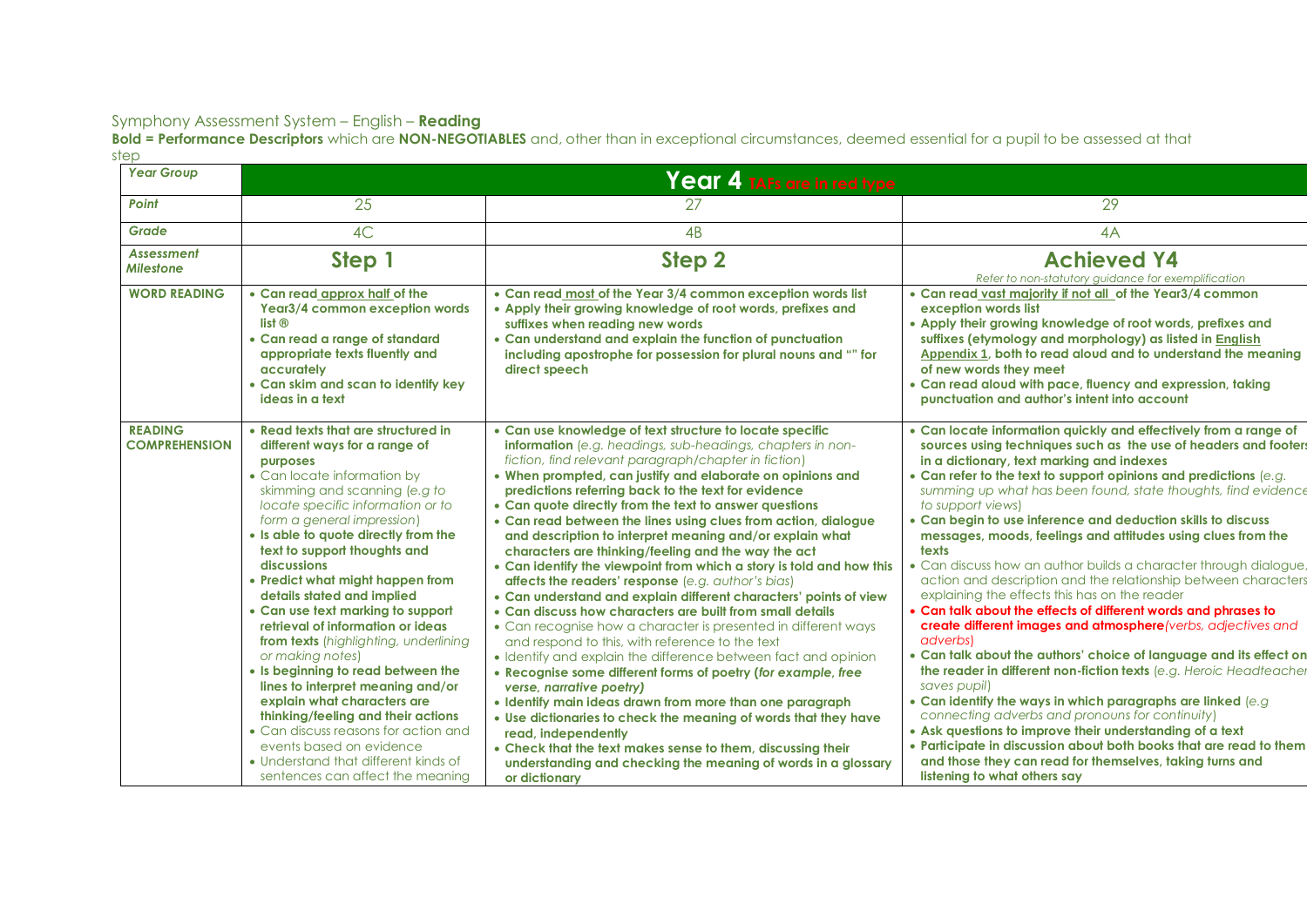Symphony Assessment System – English – **Reading**

**Bold = Performance Descriptors** which are **NON-NEGOTIABLES** and, other than in exceptional circumstances, deemed essential for a pupil to be assessed at that step

| *Year Group* | **Year 4** TAFs are in red type | | |
|---|---|---|---|
| *Point* | 25 | 27 | 29 |
| *Grade* | 4C | 4B | 4A |
| *Assessment Milestone* | **Step 1** | **Step 2** | **Achieved Y4** *Refer to non-statutory guidance for exemplification* |
| **WORD READING** | • **Can read approx half of the Year3/4 common exception words list ®** • **Can read a range of standard appropriate texts fluently and accurately** • **Can skim and scan to identify key ideas in a text** | • **Can read most of the Year 3/4 common exception words list** • **Apply their growing knowledge of root words, prefixes and suffixes when reading new words** • **Can understand and explain the function of punctuation including apostrophe for possession for plural nouns and "" for direct speech** | • **Can read vast majority if not all of the Year3/4 common exception words list** • **Apply their growing knowledge of root words, prefixes and suffixes (etymology and morphology) as listed in English Appendix 1, both to read aloud and to understand the meaning of new words they meet** • **Can read aloud with pace, fluency and expression, taking punctuation and author's intent into account** |
| **READING COMPREHENSION** | • **Read texts that are structured in different ways for a range of purposes** • Can locate information by skimming and scanning (*e.g to locate specific information or to form a general impression*) • **Is able to quote directly from the text to support thoughts and discussions** • **Predict what might happen from details stated and implied** • **Can use text marking to support retrieval of information or ideas from texts** (*highlighting, underlining or making notes*) • **Is beginning to read between the lines to interpret meaning and/or explain what characters are thinking/feeling and their actions** • Can discuss reasons for action and events based on evidence • Understand that different kinds of sentences can affect the meaning | • **Can use knowledge of text structure to locate specific information** (*e.g. headings, sub-headings, chapters in non-fiction, find relevant paragraph/chapter in fiction*) • **When prompted, can justify and elaborate on opinions and predictions referring back to the text for evidence** • **Can quote directly from the text to answer questions** • **Can read between the lines using clues from action, dialogue and description to interpret meaning and/or explain what characters are thinking/feeling and the way the act** • **Can identify the viewpoint from which a story is told and how this affects the readers' response** (*e.g. author's bias*) • **Can understand and explain different characters' points of view** • **Can discuss how characters are built from small details** • Can recognise how a character is presented in different ways and respond to this, with reference to the text • Identify and explain the difference between fact and opinion • **Recognise some different forms of poetry (*for example, free verse, narrative poetry*)** • **Identify main ideas drawn from more than one paragraph** • **Use dictionaries to check the meaning of words that they have read, independently** • **Check that the text makes sense to them, discussing their understanding and checking the meaning of words in a glossary or dictionary** | • **Can locate information quickly and effectively from a range of sources using techniques such as the use of headers and footers in a dictionary, text marking and indexes** • **Can refer to the text to support opinions and predictions** (*e.g. summing up what has been found, state thoughts, find evidence to support views*) • **Can begin to use inference and deduction skills to discuss messages, moods, feelings and attitudes using clues from the texts** • Can discuss how an author builds a character through dialogue, action and description and the relationship between characters explaining the effects this has on the reader • **Can talk about the effects of different words and phrases to create different images and atmosphere**(*verbs, adjectives and adverbs*) • **Can talk about the authors' choice of language and its effect on the reader in different non-fiction texts** (*e.g. Heroic Headteacher saves pupil*) • **Can identify the ways in which paragraphs are linked** (*e.g connecting adverbs and pronouns for continuity*) • **Ask questions to improve their understanding of a text** • **Participate in discussion about both books that are read to them and those they can read for themselves, taking turns and listening to what others say** |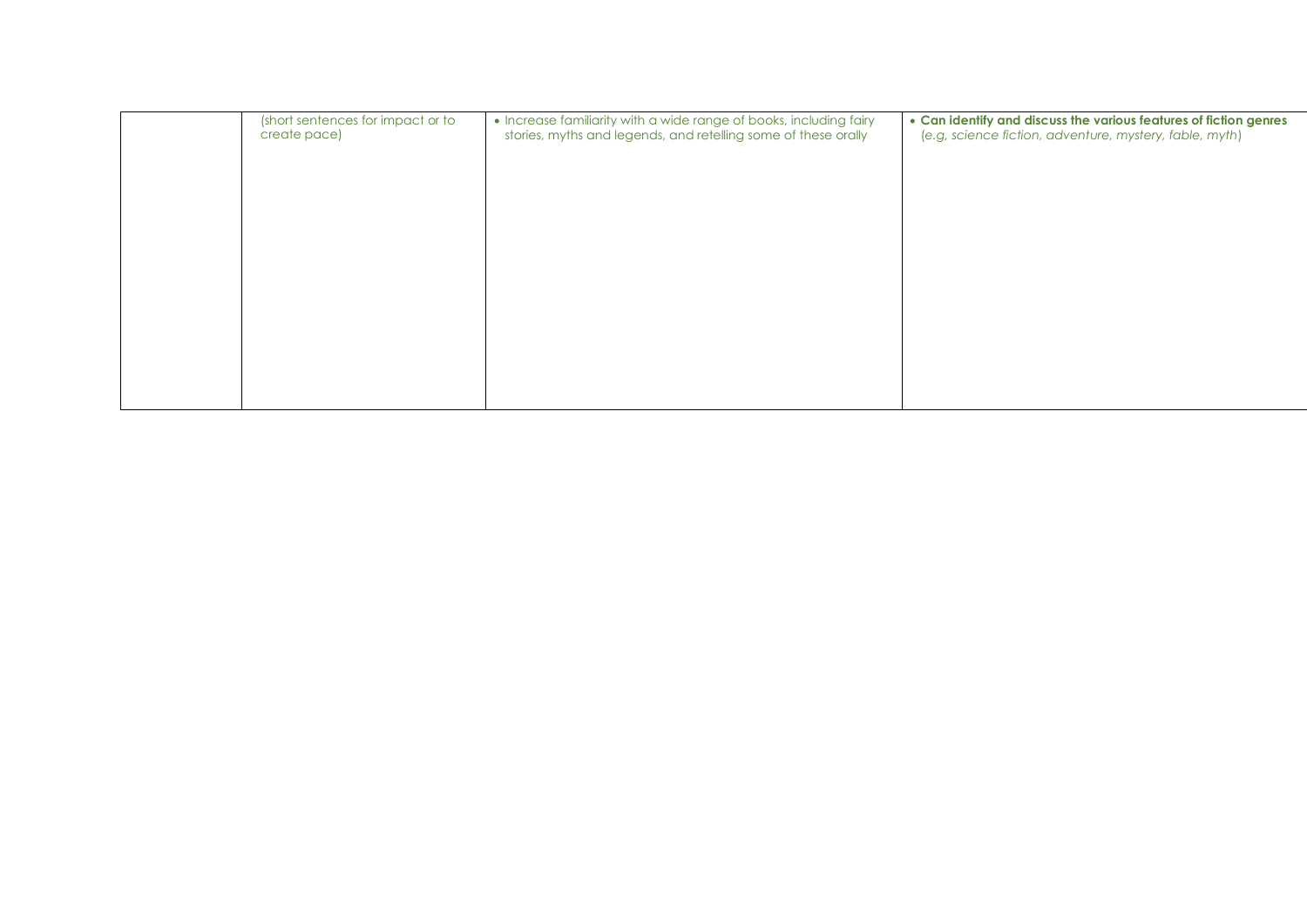|  |  |  |  |
|---|---|---|---|
|  | (short sentences for impact or to create pace) | • Increase familiarity with a wide range of books, including fairy stories, myths and legends, and retelling some of these orally | • **Can identify and discuss the various features of fiction genres** (*e.g, science fiction, adventure, mystery, fable, myth*) |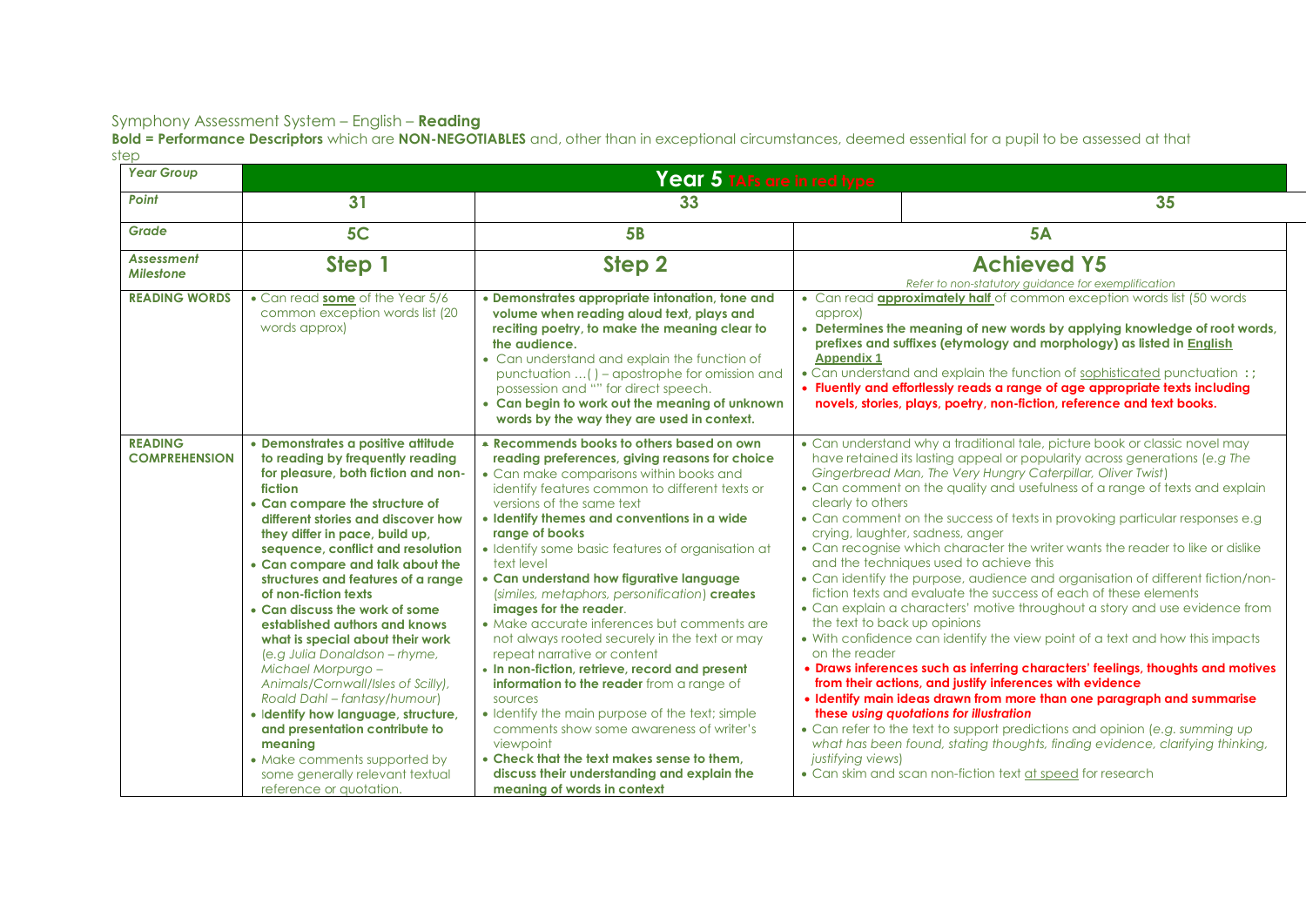Symphony Assessment System – English – **Reading**

**Bold = Performance Descriptors** which are **NON-NEGOTIABLES** and, other than in exceptional circumstances, deemed essential for a pupil to be assessed at that step

| *Year Group* | **Year 5** TAFs are in red type | | |
|---|---|---|---|
| *Point* | **31** | **33** | **35** |
| *Grade* | **5C** | **5B** | **5A** |
| *Assessment Milestone* | **Step 1** | **Step 2** | **Achieved Y5** *Refer to non-statutory guidance for exemplification* |
| **READING WORDS** | • Can read **some** of the Year 5/6 common exception words list (20 words approx) | • **Demonstrates appropriate intonation, tone and volume when reading aloud text, plays and reciting poetry, to make the meaning clear to the audience.** • Can understand and explain the function of punctuation …( ) – apostrophe for omission and possession and "" for direct speech. • **Can begin to work out the meaning of unknown words by the way they are used in context.** | • Can read **approximately half** of common exception words list (50 words approx) • **Determines the meaning of new words by applying knowledge of root words, prefixes and suffixes (etymology and morphology) as listed in English Appendix 1** • Can understand and explain the function of sophisticated punctuation **: ;** • **Fluently and effortlessly reads a range of age appropriate texts including novels, stories, plays, poetry, non-fiction, reference and text books.** |
| **READING COMPREHENSION** | • **Demonstrates a positive attitude to reading by frequently reading for pleasure, both fiction and non-fiction** • **Can compare the structure of different stories and discover how they differ in pace, build up, sequence, conflict and resolution** • **Can compare and talk about the structures and features of a range of non-fiction texts** • **Can discuss the work of some established authors and knows what is special about their work** (*e.g Julia Donaldson – rhyme, Michael Morpurgo – Animals/Cornwall/Isles of Scilly), Roald Dahl – fantasy/humour*) • **Identify how language, structure, and presentation contribute to meaning** • Make comments supported by some generally relevant textual reference or quotation. | • **Recommends books to others based on own reading preferences, giving reasons for choice** • Can make comparisons within books and identify features common to different texts or versions of the same text • **Identify themes and conventions in a wide range of books** • Identify some basic features of organisation at text level • **Can understand how figurative language** (*similes, metaphors, personification*) **creates images for the reader**. • Make accurate inferences but comments are not always rooted securely in the text or may repeat narrative or content • **In non-fiction, retrieve, record and present information to the reader** from a range of sources • Identify the main purpose of the text; simple comments show some awareness of writer's viewpoint • **Check that the text makes sense to them, discuss their understanding and explain the meaning of words in context** | • Can understand why a traditional tale, picture book or classic novel may have retained its lasting appeal or popularity across generations (*e.g The Gingerbread Man, The Very Hungry Caterpillar, Oliver Twist*) • Can comment on the quality and usefulness of a range of texts and explain clearly to others • Can comment on the success of texts in provoking particular responses e.g crying, laughter, sadness, anger • Can recognise which character the writer wants the reader to like or dislike and the techniques used to achieve this • Can identify the purpose, audience and organisation of different fiction/non-fiction texts and evaluate the success of each of these elements • Can explain a characters' motive throughout a story and use evidence from the text to back up opinions • With confidence can identify the view point of a text and how this impacts on the reader • **Draws inferences such as inferring characters' feelings, thoughts and motives from their actions, and justify inferences with evidence** • **Identify main ideas drawn from more than one paragraph and summarise these *using quotations for illustration*** • Can refer to the text to support predictions and opinion (*e.g. summing up what has been found, stating thoughts, finding evidence, clarifying thinking, justifying views*) • Can skim and scan non-fiction text at speed for research |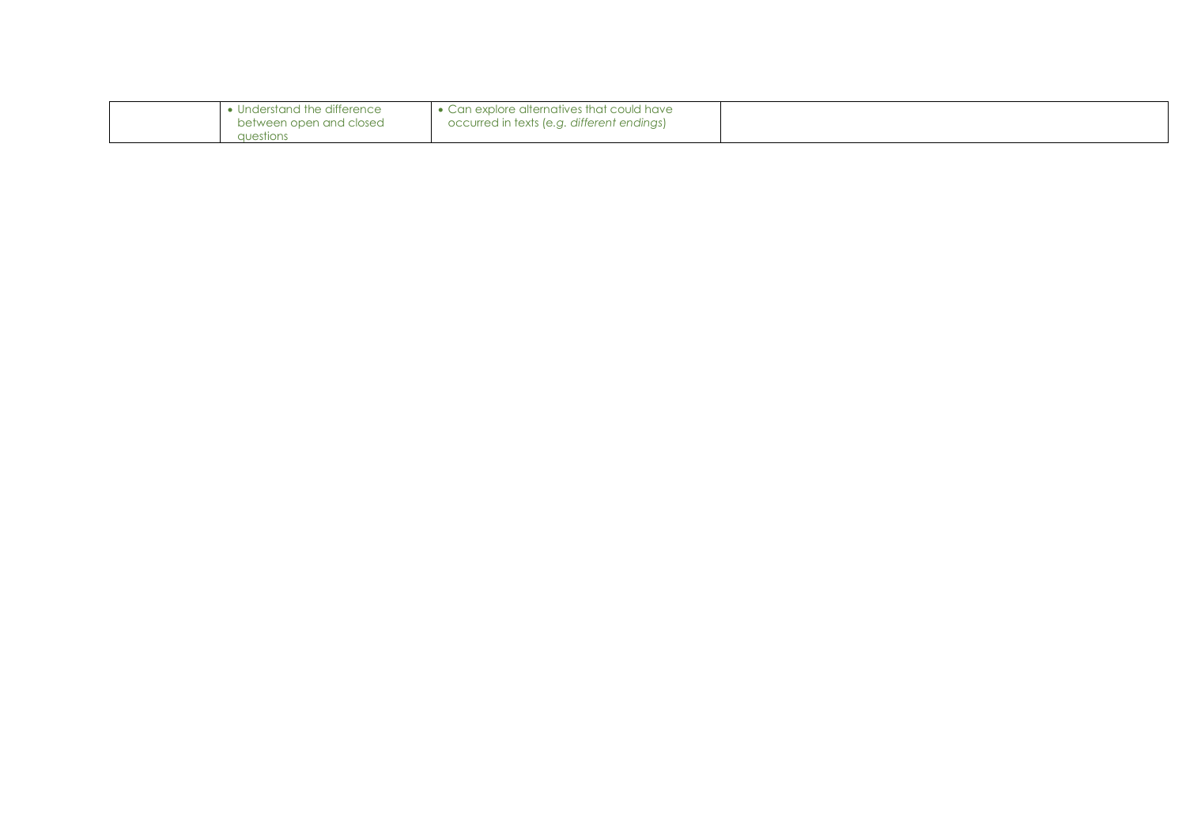|  |  |  |  |
|---|---|---|---|
|  | • Understand the difference between open and closed questions | • Can explore alternatives that could have occurred in texts (*e.g. different endings*) |  |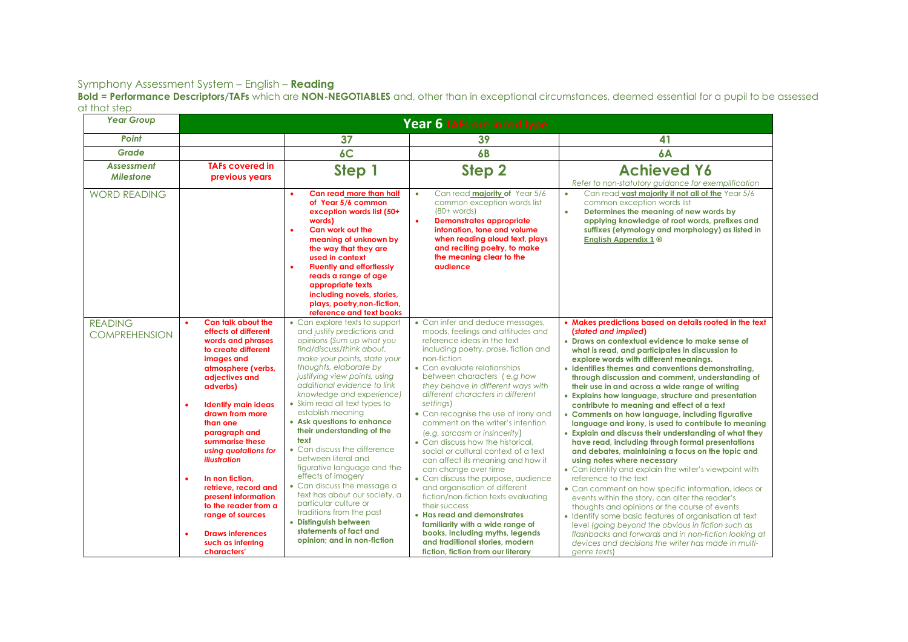Symphony Assessment System – English – **Reading**

**Bold = Performance Descriptors/TAFs** which are **NON-NEGOTIABLES** and, other than in exceptional circumstances, deemed essential for a pupil to be assessed at that step

| *Year Group* | **Year 6** TAFs are in red type | | | |
|---|---|---|---|---|
| *Point* | | **37** | **39** | **41** |
| *Grade* | | **6C** | **6B** | **6A** |
| *Assessment Milestone* | **TAFs covered in previous years** | **Step 1** | **Step 2** | **Achieved Y6**<br>*Refer to non-statutory guidance for exemplification* |
| WORD READING | | • **Can read more than half of Year 5/6 common exception words list (50+ words)**<br>• **Can work out the meaning of unknown by the way that they are used in context**<br>• **Fluently and effortlessly reads a range of age appropriate texts including novels, stories, plays, poetry,non-fiction, reference and text books** | • Can read **majority of** Year 5/6 common exception words list (80+ words)<br>• **Demonstrates appropriate intonation, tone and volume when reading aloud text, plays and reciting poetry, to make the meaning clear to the audience** | • Can read **vast majority if not all of the** Year 5/6 common exception words list<br>• **Determines the meaning of new words by applying knowledge of root words, prefixes and suffixes (etymology and morphology) as listed in English Appendix 1 ®** |
| READING COMPREHENSION | • **Can talk about the effects of different words and phrases to create different images and atmosphere (verbs, adjectives and adverbs)**<br>• **Identify main ideas drawn from more than one paragraph and summarise these *using quotations for illustration***<br>• **In non fiction, retrieve, record and present information to the reader from a range of sources**<br>• **Draws inferences such as inferring characters'** | • Can explore texts to support and justify predictions and opinions (*Sum up what you find/discuss/think about, make your points, state your thoughts, elaborate by justifying view points, using additional evidence to link knowledge and experience*)<br>• Skim read all text types to establish meaning<br>• **Ask questions to enhance their understanding of the text**<br>• Can discuss the difference between literal and figurative language and the effects of imagery<br>• Can discuss the message a text has about our society, a particular culture or traditions from the past<br>• **Distinguish between statements of fact and opinion; and in non-fiction** | • Can infer and deduce messages, moods, feelings and attitudes and reference ideas in the text including poetry, prose, fiction and non-fiction<br>• Can evaluate relationships between characters ( *e.g how they behave in different ways with different characters in different settings*)<br>• Can recognise the use of irony and comment on the writer's intention (*e.g. sarcasm or insincerity*)<br>• Can discuss how the historical, social or cultural context of a text can affect its meaning and how it can change over time<br>• Can discuss the purpose, audience and organisation of different fiction/non-fiction texts evaluating their success<br>• **Has read and demonstrates familiarity with a wide range of books, including myths, legends and traditional stories, modern fiction, fiction from our literary** | • **Makes predictions based on details rooted in the text (*stated and implied*)**<br>• **Draws on contextual evidence to make sense of what is read, and participates in discussion to explore words with different meanings.**<br>• **Identifies themes and conventions demonstrating, through discussion and comment, understanding of their use in and across a wide range of writing**<br>• **Explains how language, structure and presentation contribute to meaning and effect of a text**<br>• **Comments on how language, including figurative language and irony, is used to contribute to meaning**<br>• **Explain and discuss their understanding of what they have read, including through formal presentations and debates, maintaining a focus on the topic and using notes where necessary**<br>• Can identify and explain the writer's viewpoint with reference to the text<br>• Can comment on how specific information, ideas or events within the story, can alter the reader's thoughts and opinions or the course of events<br>• Identify some basic features of organisation at text level (*going beyond the obvious in fiction such as flashbacks and forwards and in non-fiction looking at devices and decisions the writer has made in multi-genre texts*) |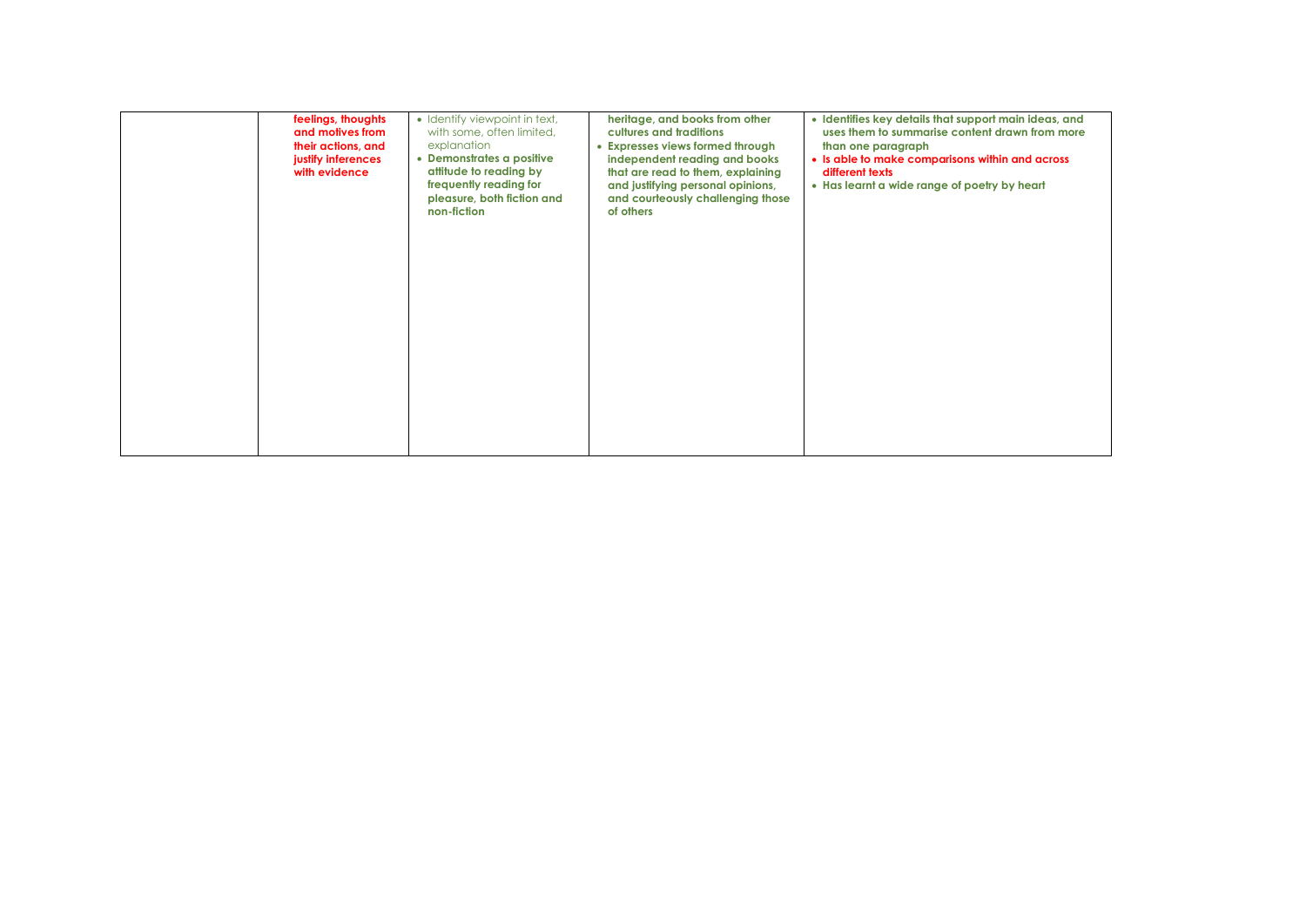| | | | | |
|---|---|---|---|---|
| | **feelings, thoughts and motives from their actions, and justify inferences with evidence** | • Identify viewpoint in text, with some, often limited, explanation<br>• **Demonstrates a positive attitude to reading by frequently reading for pleasure, both fiction and non-fiction** | **heritage, and books from other cultures and traditions**<br>• **Expresses views formed through independent reading and books that are read to them, explaining and justifying personal opinions, and courteously challenging those of others** | • **Identifies key details that support main ideas, and uses them to summarise content drawn from more than one paragraph**<br>• **Is able to make comparisons within and across different texts**<br>• **Has learnt a wide range of poetry by heart** |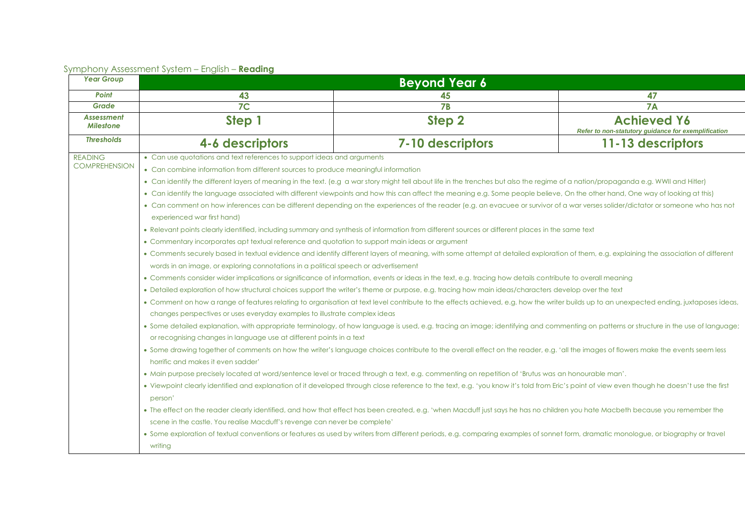Symphony Assessment System – English – **Reading**

| *Year Group* | Beyond Year 6 | | |
|---|---|---|---|
| *Point* | 43 | 45 | 47 |
| *Grade* | 7C | 7B | 7A |
| *Assessment Milestone* | Step 1 | Step 2 | Achieved Y6 *Refer to non-statutory guidance for exemplification* |
| *Thresholds* | 4-6 descriptors | 7-10 descriptors | 11-13 descriptors |
| READING COMPREHENSION | • Can use quotations and text references to support ideas and arguments<br>• Can combine information from different sources to produce meaningful information<br>• Can identify the different layers of meaning in the text. (e.g a war story might tell about life in the trenches but also the regime of a nation/propaganda e.g. WWII and Hitler)<br>• Can identify the language associated with different viewpoints and how this can affect the meaning e.g. Some people believe, On the other hand, One way of looking at this)<br>• Can comment on how inferences can be different depending on the experiences of the reader (e.g. an evacuee or survivor of a war verses solider/dictator or someone who has not experienced war first hand)<br>• Relevant points clearly identified, including summary and synthesis of information from different sources or different places in the same text<br>• Commentary incorporates apt textual reference and quotation to support main ideas or argument<br>• Comments securely based in textual evidence and identify different layers of meaning, with some attempt at detailed exploration of them, e.g. explaining the association of different words in an image, or exploring connotations in a political speech or advertisement<br>• Comments consider wider implications or significance of information, events or ideas in the text, e.g. tracing how details contribute to overall meaning<br>• Detailed exploration of how structural choices support the writer's theme or purpose, e.g. tracing how main ideas/characters develop over the text<br>• Comment on how a range of features relating to organisation at text level contribute to the effects achieved, e.g. how the writer builds up to an unexpected ending, juxtaposes ideas, changes perspectives or uses everyday examples to illustrate complex ideas<br>• Some detailed explanation, with appropriate terminology, of how language is used, e.g. tracing an image; identifying and commenting on patterns or structure in the use of language; or recognising changes in language use at different points in a text<br>• Some drawing together of comments on how the writer's language choices contribute to the overall effect on the reader, e.g. 'all the images of flowers make the events seem less horrific and makes it even sadder'<br>• Main purpose precisely located at word/sentence level or traced through a text, e.g. commenting on repetition of 'Brutus was an honourable man'.<br>• Viewpoint clearly identified and explanation of it developed through close reference to the text, e.g. 'you know it's told from Eric's point of view even though he doesn't use the first person'<br>• The effect on the reader clearly identified, and how that effect has been created, e.g. 'when Macduff just says he has no children you hate Macbeth because you remember the scene in the castle. You realise Macduff's revenge can never be complete'<br>• Some exploration of textual conventions or features as used by writers from different periods, e.g. comparing examples of sonnet form, dramatic monologue, or biography or travel writing | | |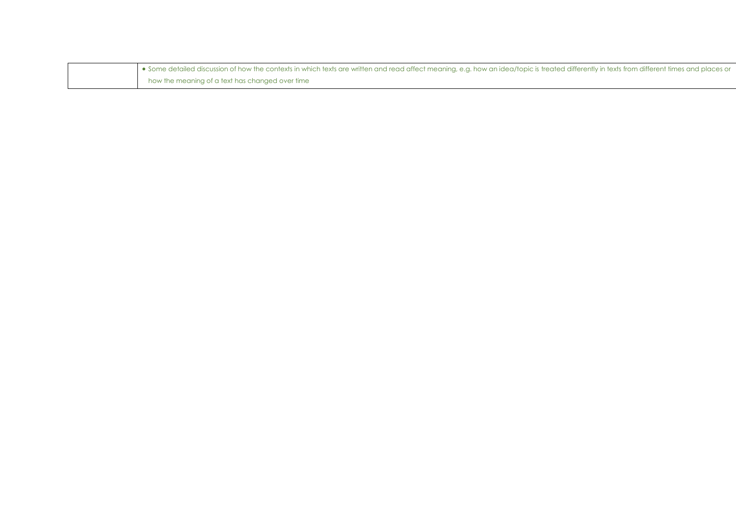| | |
|---|---|
| | • Some detailed discussion of how the contexts in which texts are written and read affect meaning, e.g. how an idea/topic is treated differently in texts from different times and places or how the meaning of a text has changed over time |